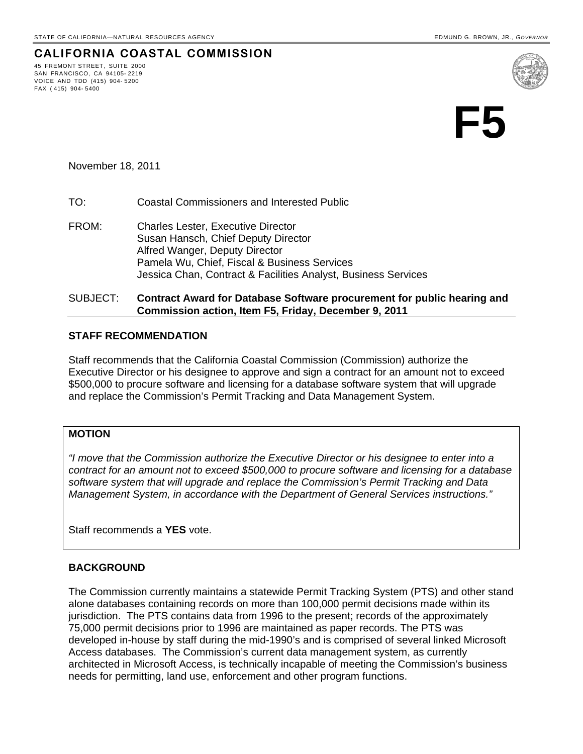STATE OF CALIFORNIA—NATURAL RESOURCES AGENCY EDMUND G. BROWN, JR., *GOVERNOR*

**CALIFORNIA COASTAL COMMISSION**

45 FREMONT STREET, SUITE 2000
SAN FRANCISCO, CA 94105-2219
VOICE AND TDD (415) 904-5200
FAX (415) 904-5400

# F5

November 18, 2011

TO: Coastal Commissioners and Interested Public

FROM: Charles Lester, Executive Director
Susan Hansch, Chief Deputy Director
Alfred Wanger, Deputy Director
Pamela Wu, Chief, Fiscal & Business Services
Jessica Chan, Contract & Facilities Analyst, Business Services

SUBJECT: **Contract Award for Database Software procurement for public hearing and Commission action, Item F5, Friday, December 9, 2011**

## STAFF RECOMMENDATION

Staff recommends that the California Coastal Commission (Commission) authorize the Executive Director or his designee to approve and sign a contract for an amount not to exceed $500,000 to procure software and licensing for a database software system that will upgrade and replace the Commission's Permit Tracking and Data Management System.

### MOTION

*"I move that the Commission authorize the Executive Director or his designee to enter into a contract for an amount not to exceed $500,000 to procure software and licensing for a database software system that will upgrade and replace the Commission's Permit Tracking and Data Management System, in accordance with the Department of General Services instructions."*

Staff recommends a **YES** vote.

## BACKGROUND

The Commission currently maintains a statewide Permit Tracking System (PTS) and other stand alone databases containing records on more than 100,000 permit decisions made within its jurisdiction. The PTS contains data from 1996 to the present; records of the approximately 75,000 permit decisions prior to 1996 are maintained as paper records. The PTS was developed in-house by staff during the mid-1990's and is comprised of several linked Microsoft Access databases. The Commission's current data management system, as currently architected in Microsoft Access, is technically incapable of meeting the Commission's business needs for permitting, land use, enforcement and other program functions.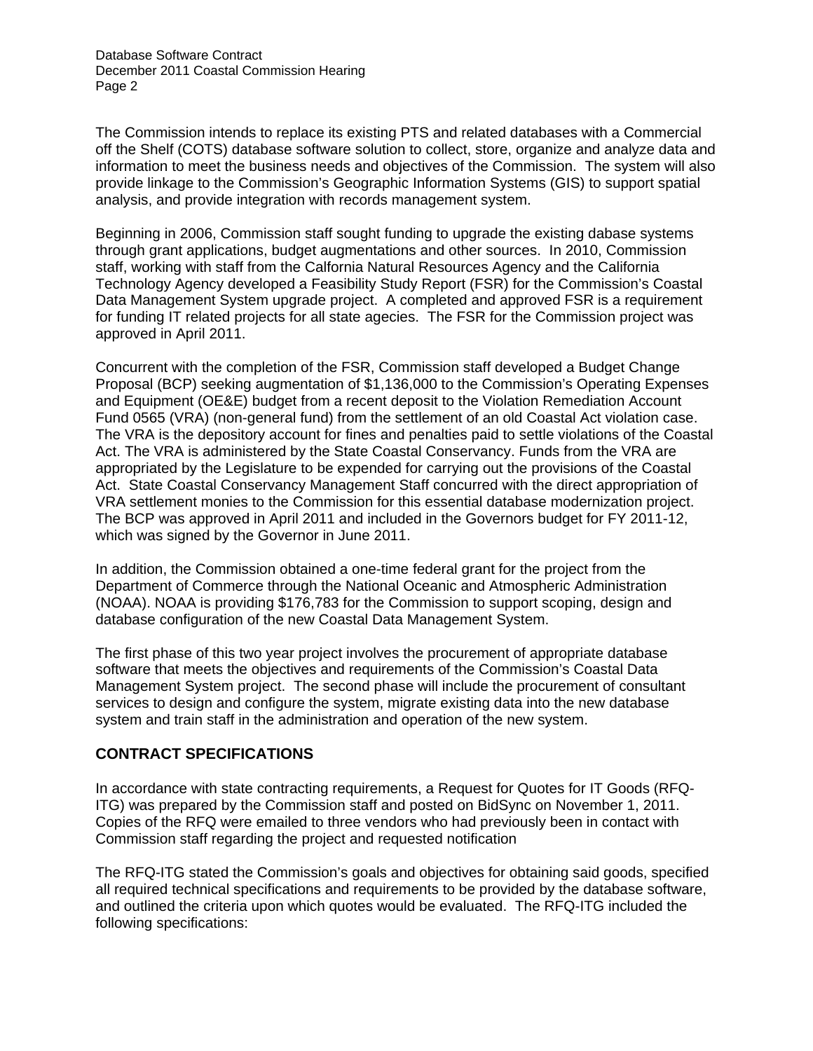The Commission intends to replace its existing PTS and related databases with a Commercial off the Shelf (COTS) database software solution to collect, store, organize and analyze data and information to meet the business needs and objectives of the Commission. The system will also provide linkage to the Commission's Geographic Information Systems (GIS) to support spatial analysis, and provide integration with records management system.

Beginning in 2006, Commission staff sought funding to upgrade the existing dabase systems through grant applications, budget augmentations and other sources. In 2010, Commission staff, working with staff from the Calfornia Natural Resources Agency and the California Technology Agency developed a Feasibility Study Report (FSR) for the Commission's Coastal Data Management System upgrade project. A completed and approved FSR is a requirement for funding IT related projects for all state agecies. The FSR for the Commission project was approved in April 2011.

Concurrent with the completion of the FSR, Commission staff developed a Budget Change Proposal (BCP) seeking augmentation of $1,136,000 to the Commission's Operating Expenses and Equipment (OE&E) budget from a recent deposit to the Violation Remediation Account Fund 0565 (VRA) (non-general fund) from the settlement of an old Coastal Act violation case. The VRA is the depository account for fines and penalties paid to settle violations of the Coastal Act. The VRA is administered by the State Coastal Conservancy. Funds from the VRA are appropriated by the Legislature to be expended for carrying out the provisions of the Coastal Act. State Coastal Conservancy Management Staff concurred with the direct appropriation of VRA settlement monies to the Commission for this essential database modernization project. The BCP was approved in April 2011 and included in the Governors budget for FY 2011-12, which was signed by the Governor in June 2011.

In addition, the Commission obtained a one-time federal grant for the project from the Department of Commerce through the National Oceanic and Atmospheric Administration (NOAA). NOAA is providing $176,783 for the Commission to support scoping, design and database configuration of the new Coastal Data Management System.

The first phase of this two year project involves the procurement of appropriate database software that meets the objectives and requirements of the Commission's Coastal Data Management System project. The second phase will include the procurement of consultant services to design and configure the system, migrate existing data into the new database system and train staff in the administration and operation of the new system.

## CONTRACT SPECIFICATIONS

In accordance with state contracting requirements, a Request for Quotes for IT Goods (RFQ-ITG) was prepared by the Commission staff and posted on BidSync on November 1, 2011. Copies of the RFQ were emailed to three vendors who had previously been in contact with Commission staff regarding the project and requested notification

The RFQ-ITG stated the Commission's goals and objectives for obtaining said goods, specified all required technical specifications and requirements to be provided by the database software, and outlined the criteria upon which quotes would be evaluated. The RFQ-ITG included the following specifications: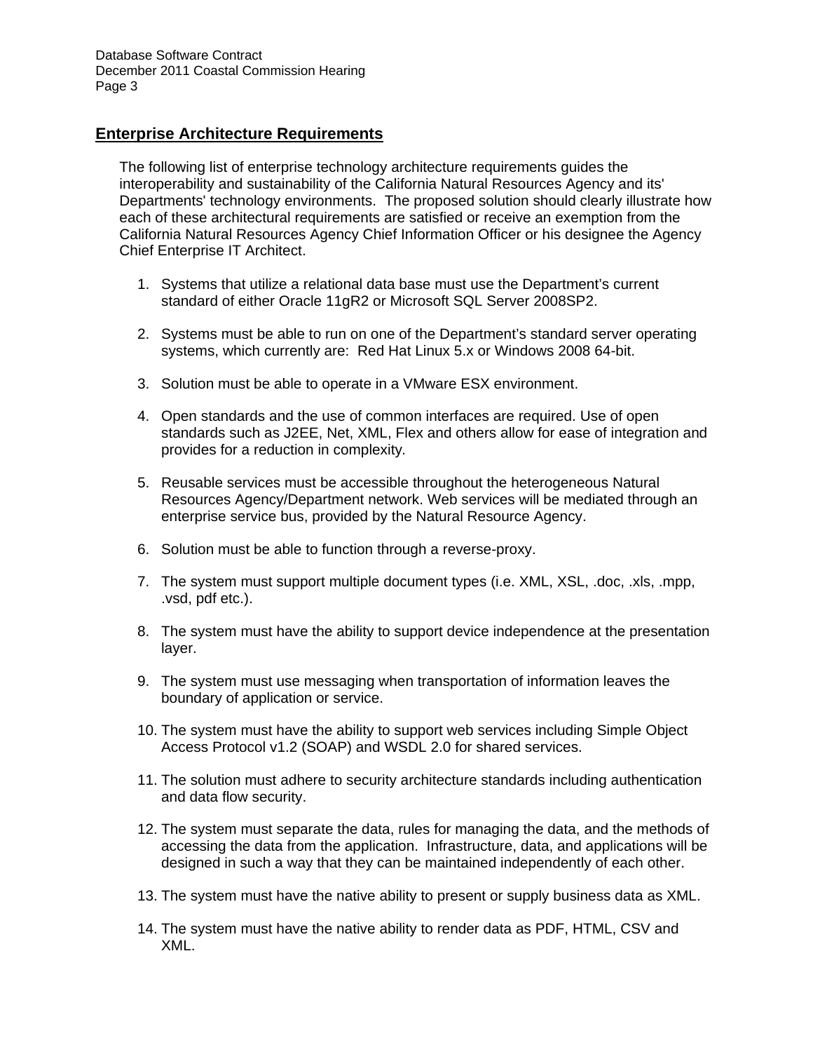## Enterprise Architecture Requirements

The following list of enterprise technology architecture requirements guides the interoperability and sustainability of the California Natural Resources Agency and its' Departments' technology environments. The proposed solution should clearly illustrate how each of these architectural requirements are satisfied or receive an exemption from the California Natural Resources Agency Chief Information Officer or his designee the Agency Chief Enterprise IT Architect.

1. Systems that utilize a relational data base must use the Department's current standard of either Oracle 11gR2 or Microsoft SQL Server 2008SP2.

2. Systems must be able to run on one of the Department's standard server operating systems, which currently are: Red Hat Linux 5.x or Windows 2008 64-bit.

3. Solution must be able to operate in a VMware ESX environment.

4. Open standards and the use of common interfaces are required. Use of open standards such as J2EE, Net, XML, Flex and others allow for ease of integration and provides for a reduction in complexity.

5. Reusable services must be accessible throughout the heterogeneous Natural Resources Agency/Department network. Web services will be mediated through an enterprise service bus, provided by the Natural Resource Agency.

6. Solution must be able to function through a reverse-proxy.

7. The system must support multiple document types (i.e. XML, XSL, .doc, .xls, .mpp, .vsd, pdf etc.).

8. The system must have the ability to support device independence at the presentation layer.

9. The system must use messaging when transportation of information leaves the boundary of application or service.

10. The system must have the ability to support web services including Simple Object Access Protocol v1.2 (SOAP) and WSDL 2.0 for shared services.

11. The solution must adhere to security architecture standards including authentication and data flow security.

12. The system must separate the data, rules for managing the data, and the methods of accessing the data from the application. Infrastructure, data, and applications will be designed in such a way that they can be maintained independently of each other.

13. The system must have the native ability to present or supply business data as XML.

14. The system must have the native ability to render data as PDF, HTML, CSV and XML.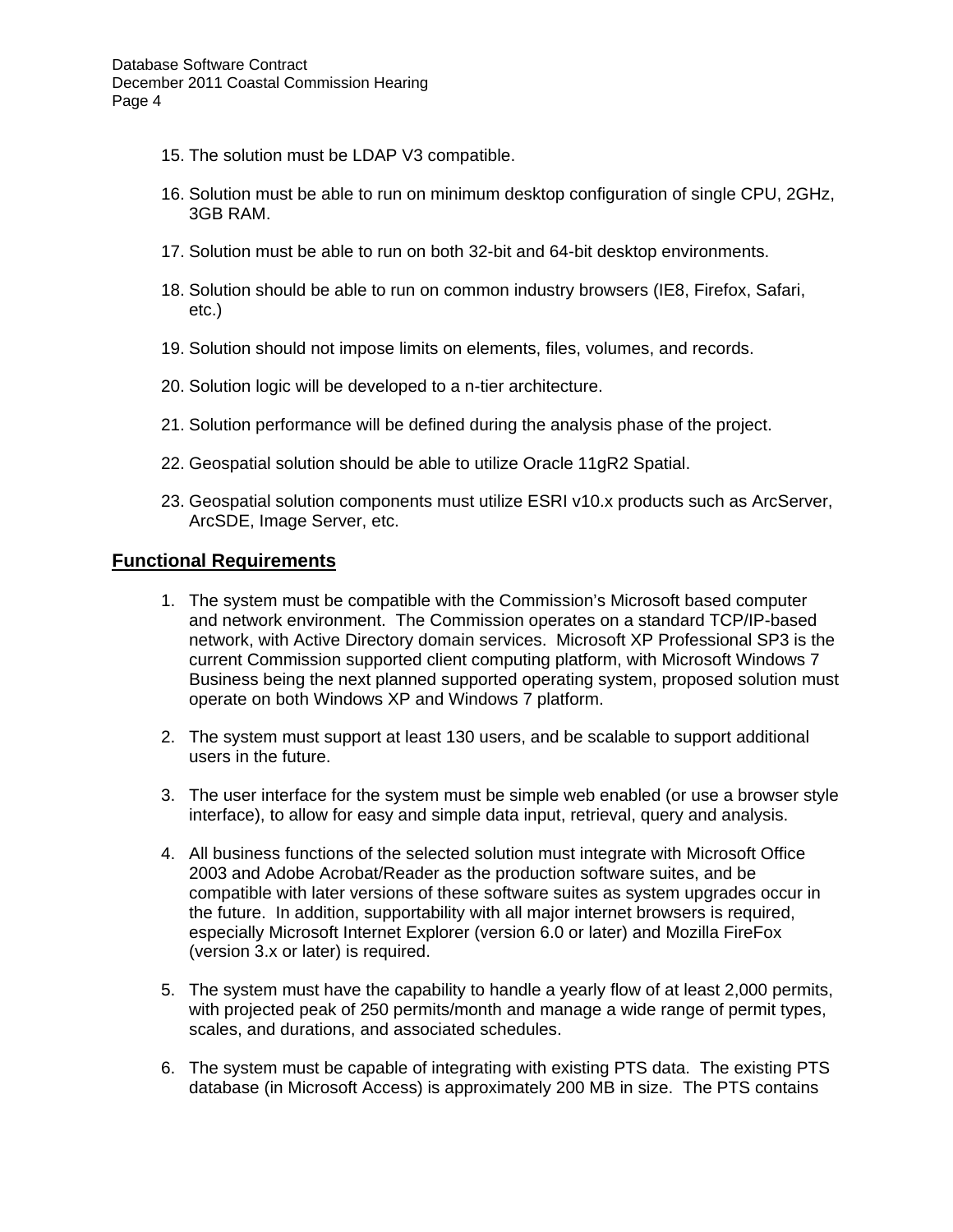15. The solution must be LDAP V3 compatible.

16. Solution must be able to run on minimum desktop configuration of single CPU, 2GHz, 3GB RAM.

17. Solution must be able to run on both 32-bit and 64-bit desktop environments.

18. Solution should be able to run on common industry browsers (IE8, Firefox, Safari, etc.)

19. Solution should not impose limits on elements, files, volumes, and records.

20. Solution logic will be developed to a n-tier architecture.

21. Solution performance will be defined during the analysis phase of the project.

22. Geospatial solution should be able to utilize Oracle 11gR2 Spatial.

23. Geospatial solution components must utilize ESRI v10.x products such as ArcServer, ArcSDE, Image Server, etc.

## Functional Requirements

1. The system must be compatible with the Commission's Microsoft based computer and network environment. The Commission operates on a standard TCP/IP-based network, with Active Directory domain services. Microsoft XP Professional SP3 is the current Commission supported client computing platform, with Microsoft Windows 7 Business being the next planned supported operating system, proposed solution must operate on both Windows XP and Windows 7 platform.

2. The system must support at least 130 users, and be scalable to support additional users in the future.

3. The user interface for the system must be simple web enabled (or use a browser style interface), to allow for easy and simple data input, retrieval, query and analysis.

4. All business functions of the selected solution must integrate with Microsoft Office 2003 and Adobe Acrobat/Reader as the production software suites, and be compatible with later versions of these software suites as system upgrades occur in the future. In addition, supportability with all major internet browsers is required, especially Microsoft Internet Explorer (version 6.0 or later) and Mozilla FireFox (version 3.x or later) is required.

5. The system must have the capability to handle a yearly flow of at least 2,000 permits, with projected peak of 250 permits/month and manage a wide range of permit types, scales, and durations, and associated schedules.

6. The system must be capable of integrating with existing PTS data. The existing PTS database (in Microsoft Access) is approximately 200 MB in size. The PTS contains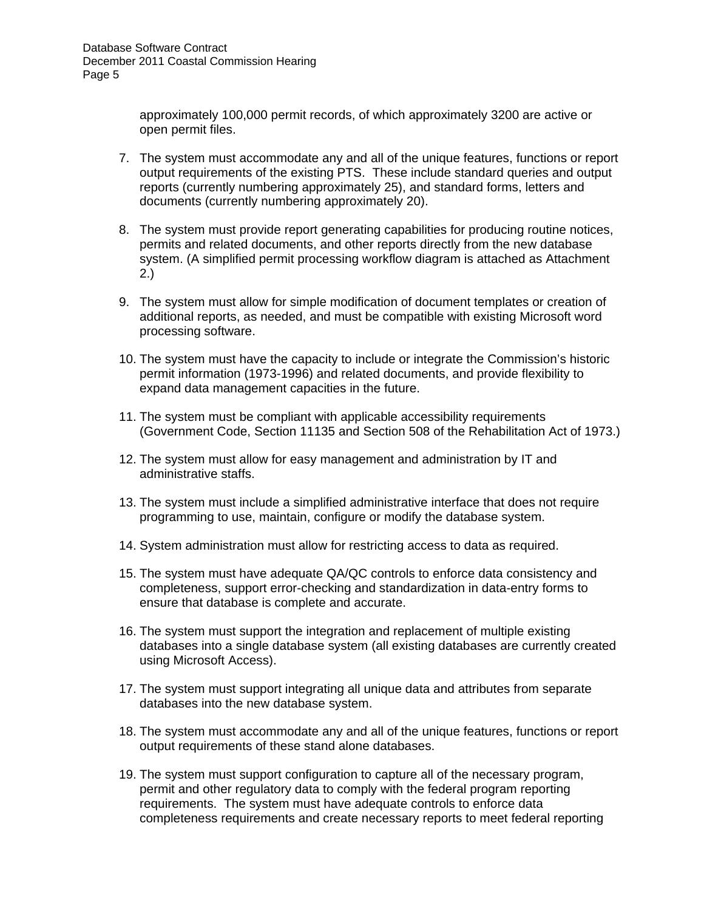approximately 100,000 permit records, of which approximately 3200 are active or open permit files.

7. The system must accommodate any and all of the unique features, functions or report output requirements of the existing PTS. These include standard queries and output reports (currently numbering approximately 25), and standard forms, letters and documents (currently numbering approximately 20).

8. The system must provide report generating capabilities for producing routine notices, permits and related documents, and other reports directly from the new database system. (A simplified permit processing workflow diagram is attached as Attachment 2.)

9. The system must allow for simple modification of document templates or creation of additional reports, as needed, and must be compatible with existing Microsoft word processing software.

10. The system must have the capacity to include or integrate the Commission's historic permit information (1973-1996) and related documents, and provide flexibility to expand data management capacities in the future.

11. The system must be compliant with applicable accessibility requirements (Government Code, Section 11135 and Section 508 of the Rehabilitation Act of 1973.)

12. The system must allow for easy management and administration by IT and administrative staffs.

13. The system must include a simplified administrative interface that does not require programming to use, maintain, configure or modify the database system.

14. System administration must allow for restricting access to data as required.

15. The system must have adequate QA/QC controls to enforce data consistency and completeness, support error-checking and standardization in data-entry forms to ensure that database is complete and accurate.

16. The system must support the integration and replacement of multiple existing databases into a single database system (all existing databases are currently created using Microsoft Access).

17. The system must support integrating all unique data and attributes from separate databases into the new database system.

18. The system must accommodate any and all of the unique features, functions or report output requirements of these stand alone databases.

19. The system must support configuration to capture all of the necessary program, permit and other regulatory data to comply with the federal program reporting requirements. The system must have adequate controls to enforce data completeness requirements and create necessary reports to meet federal reporting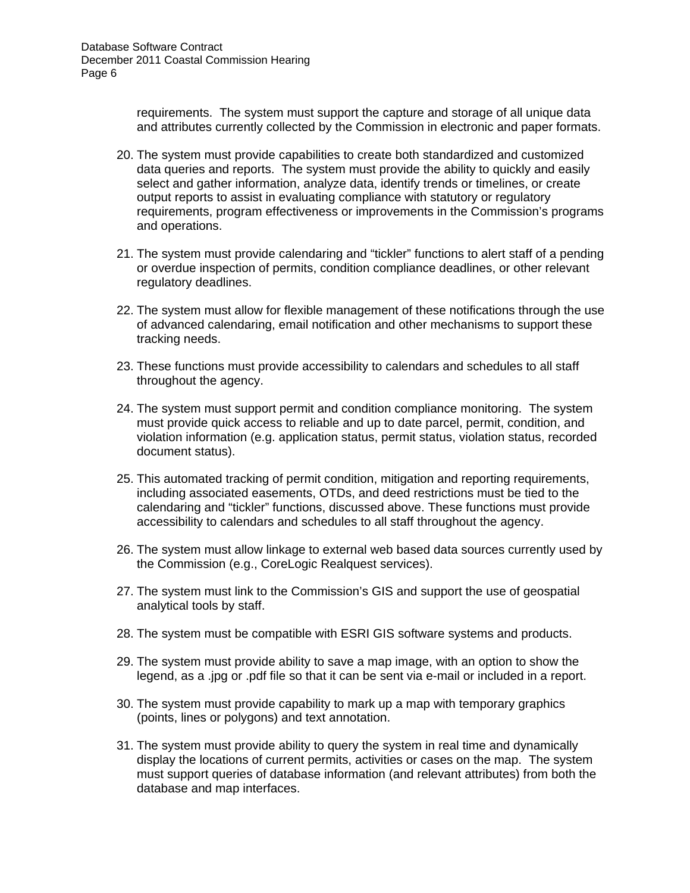requirements. The system must support the capture and storage of all unique data and attributes currently collected by the Commission in electronic and paper formats.

20. The system must provide capabilities to create both standardized and customized data queries and reports. The system must provide the ability to quickly and easily select and gather information, analyze data, identify trends or timelines, or create output reports to assist in evaluating compliance with statutory or regulatory requirements, program effectiveness or improvements in the Commission's programs and operations.

21. The system must provide calendaring and "tickler" functions to alert staff of a pending or overdue inspection of permits, condition compliance deadlines, or other relevant regulatory deadlines.

22. The system must allow for flexible management of these notifications through the use of advanced calendaring, email notification and other mechanisms to support these tracking needs.

23. These functions must provide accessibility to calendars and schedules to all staff throughout the agency.

24. The system must support permit and condition compliance monitoring. The system must provide quick access to reliable and up to date parcel, permit, condition, and violation information (e.g. application status, permit status, violation status, recorded document status).

25. This automated tracking of permit condition, mitigation and reporting requirements, including associated easements, OTDs, and deed restrictions must be tied to the calendaring and "tickler" functions, discussed above. These functions must provide accessibility to calendars and schedules to all staff throughout the agency.

26. The system must allow linkage to external web based data sources currently used by the Commission (e.g., CoreLogic Realquest services).

27. The system must link to the Commission's GIS and support the use of geospatial analytical tools by staff.

28. The system must be compatible with ESRI GIS software systems and products.

29. The system must provide ability to save a map image, with an option to show the legend, as a .jpg or .pdf file so that it can be sent via e-mail or included in a report.

30. The system must provide capability to mark up a map with temporary graphics (points, lines or polygons) and text annotation.

31. The system must provide ability to query the system in real time and dynamically display the locations of current permits, activities or cases on the map. The system must support queries of database information (and relevant attributes) from both the database and map interfaces.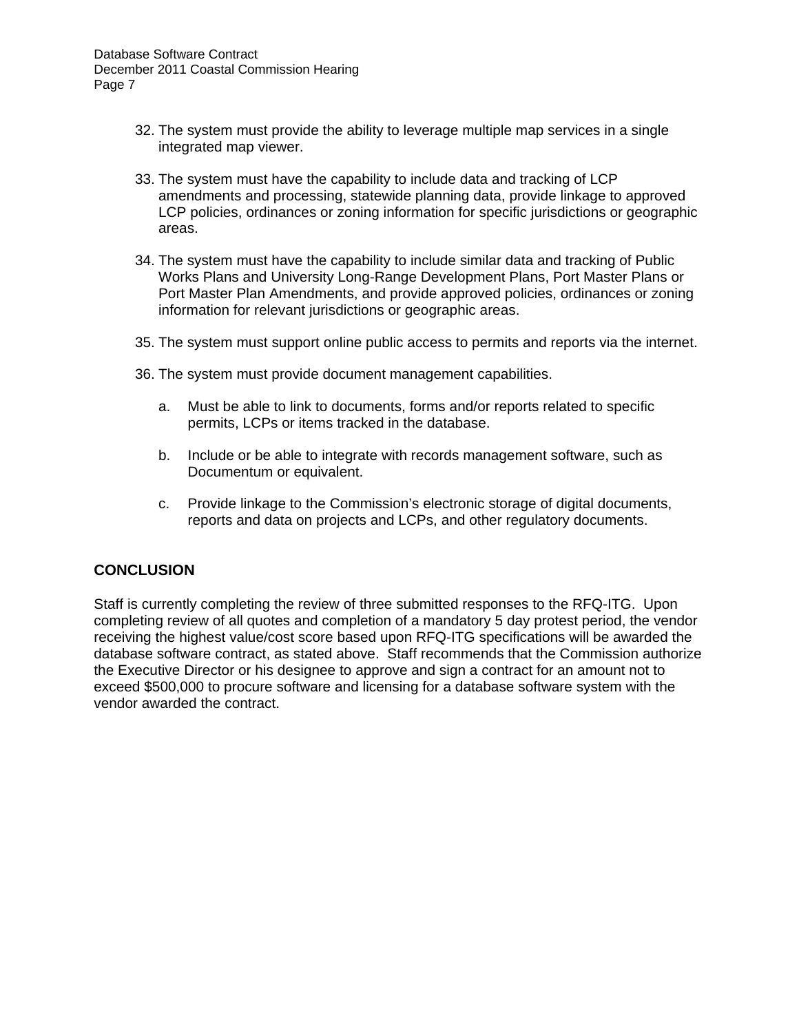32. The system must provide the ability to leverage multiple map services in a single integrated map viewer.

33. The system must have the capability to include data and tracking of LCP amendments and processing, statewide planning data, provide linkage to approved LCP policies, ordinances or zoning information for specific jurisdictions or geographic areas.

34. The system must have the capability to include similar data and tracking of Public Works Plans and University Long-Range Development Plans, Port Master Plans or Port Master Plan Amendments, and provide approved policies, ordinances or zoning information for relevant jurisdictions or geographic areas.

35. The system must support online public access to permits and reports via the internet.

36. The system must provide document management capabilities.

    a. Must be able to link to documents, forms and/or reports related to specific permits, LCPs or items tracked in the database.

    b. Include or be able to integrate with records management software, such as Documentum or equivalent.

    c. Provide linkage to the Commission's electronic storage of digital documents, reports and data on projects and LCPs, and other regulatory documents.

## CONCLUSION

Staff is currently completing the review of three submitted responses to the RFQ-ITG. Upon completing review of all quotes and completion of a mandatory 5 day protest period, the vendor receiving the highest value/cost score based upon RFQ-ITG specifications will be awarded the database software contract, as stated above. Staff recommends that the Commission authorize the Executive Director or his designee to approve and sign a contract for an amount not to exceed $500,000 to procure software and licensing for a database software system with the vendor awarded the contract.